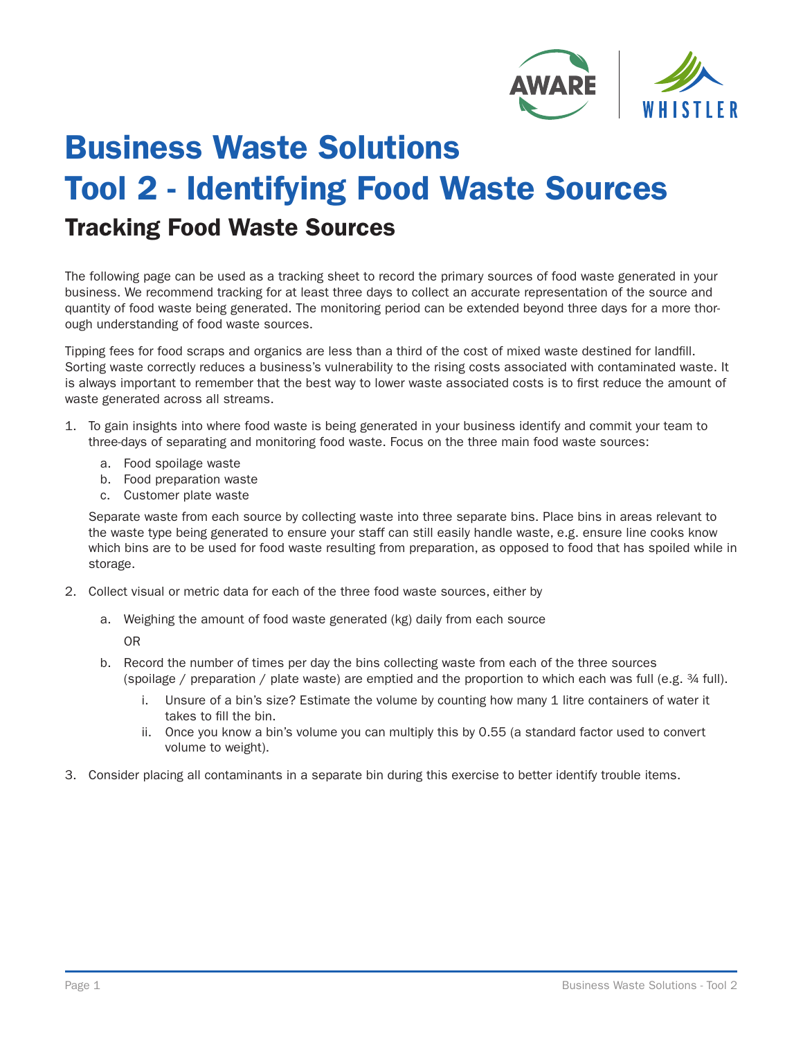# Business Waste Solutions
# Tool 2 - Identifying Food Waste Sources

## Tracking Food Waste Sources

The following page can be used as a tracking sheet to record the primary sources of food waste generated in your business. We recommend tracking for at least three days to collect an accurate representation of the source and quantity of food waste being generated. The monitoring period can be extended beyond three days for a more thorough understanding of food waste sources.

Tipping fees for food scraps and organics are less than a third of the cost of mixed waste destined for landfill. Sorting waste correctly reduces a business's vulnerability to the rising costs associated with contaminated waste. It is always important to remember that the best way to lower waste associated costs is to first reduce the amount of waste generated across all streams.

1. To gain insights into where food waste is being generated in your business identify and commit your team to three-days of separating and monitoring food waste. Focus on the three main food waste sources:
   a. Food spoilage waste
   b. Food preparation waste
   c. Customer plate waste

   Separate waste from each source by collecting waste into three separate bins. Place bins in areas relevant to the waste type being generated to ensure your staff can still easily handle waste, e.g. ensure line cooks know which bins are to be used for food waste resulting from preparation, as opposed to food that has spoiled while in storage.

2. Collect visual or metric data for each of the three food waste sources, either by
   a. Weighing the amount of food waste generated (kg) daily from each source

      OR

   b. Record the number of times per day the bins collecting waste from each of the three sources (spoilage / preparation / plate waste) are emptied and the proportion to which each was full (e.g. ¾ full).
      i. Unsure of a bin's size? Estimate the volume by counting how many 1 litre containers of water it takes to fill the bin.
      ii. Once you know a bin's volume you can multiply this by 0.55 (a standard factor used to convert volume to weight).

3. Consider placing all contaminants in a separate bin during this exercise to better identify trouble items.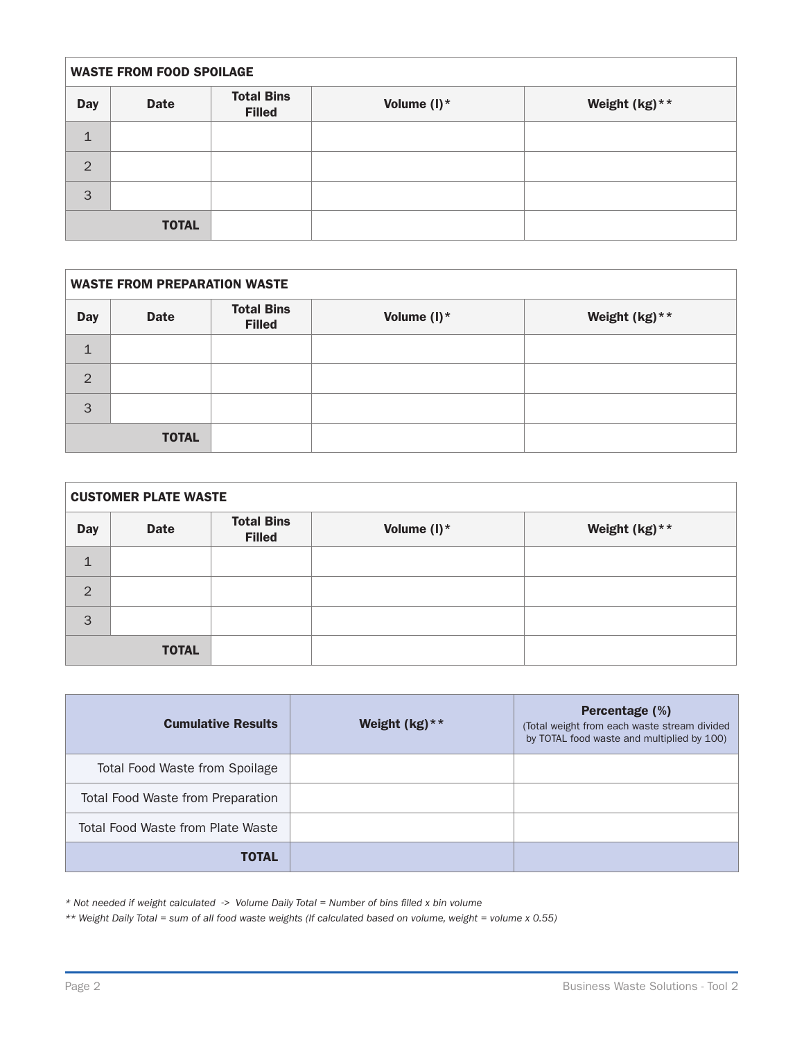| WASTE FROM FOOD SPOILAGE | | | | |
|---|---|---|---|---|
| **Day** | **Date** | **Total Bins Filled** | **Volume (l)*** | **Weight (kg)**** |
| 1 | | | | |
| 2 | | | | |
| 3 | | | | |
| **TOTAL** | | | | |

| WASTE FROM PREPARATION WASTE | | | | |
|---|---|---|---|---|
| **Day** | **Date** | **Total Bins Filled** | **Volume (l)*** | **Weight (kg)**** |
| 1 | | | | |
| 2 | | | | |
| 3 | | | | |
| **TOTAL** | | | | |

| CUSTOMER PLATE WASTE | | | | |
|---|---|---|---|---|
| **Day** | **Date** | **Total Bins Filled** | **Volume (l)*** | **Weight (kg)**** |
| 1 | | | | |
| 2 | | | | |
| 3 | | | | |
| **TOTAL** | | | | |

| **Cumulative Results** | **Weight (kg)**** | **Percentage (%)** (Total weight from each waste stream divided by TOTAL food waste and multiplied by 100) |
|---|---|---|
| Total Food Waste from Spoilage | | |
| Total Food Waste from Preparation | | |
| Total Food Waste from Plate Waste | | |
| **TOTAL** | | |

*\* Not needed if weight calculated -> Volume Daily Total = Number of bins filled x bin volume*

*\*\* Weight Daily Total = sum of all food waste weights (If calculated based on volume, weight = volume x 0.55)*